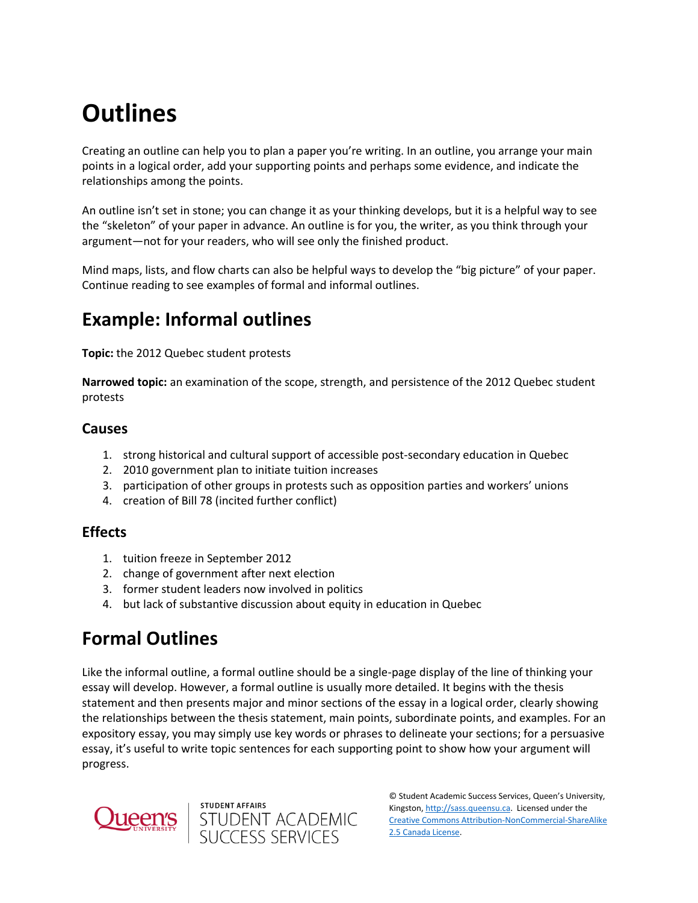# Outlines

Creating an outline can help you to plan a paper you're writing. In an outline, you arrange your main points in a logical order, add your supporting points and perhaps some evidence, and indicate the relationships among the points.

An outline isn't set in stone; you can change it as your thinking develops, but it is a helpful way to see the "skeleton" of your paper in advance. An outline is for you, the writer, as you think through your argument—not for your readers, who will see only the finished product.

Mind maps, lists, and flow charts can also be helpful ways to develop the "big picture" of your paper. Continue reading to see examples of formal and informal outlines.

## Example: Informal outlines

**Topic:** the 2012 Quebec student protests

**Narrowed topic:** an examination of the scope, strength, and persistence of the 2012 Quebec student protests

### Causes

1. strong historical and cultural support of accessible post-secondary education in Quebec
2. 2010 government plan to initiate tuition increases
3. participation of other groups in protests such as opposition parties and workers' unions
4. creation of Bill 78 (incited further conflict)

### Effects

1. tuition freeze in September 2012
2. change of government after next election
3. former student leaders now involved in politics
4. but lack of substantive discussion about equity in education in Quebec

## Formal Outlines

Like the informal outline, a formal outline should be a single-page display of the line of thinking your essay will develop. However, a formal outline is usually more detailed. It begins with the thesis statement and then presents major and minor sections of the essay in a logical order, clearly showing the relationships between the thesis statement, main points, subordinate points, and examples. For an expository essay, you may simply use key words or phrases to delineate your sections; for a persuasive essay, it's useful to write topic sentences for each supporting point to show how your argument will progress.

© Student Academic Success Services, Queen's University, Kingston, http://sass.queensu.ca. Licensed under the Creative Commons Attribution-NonCommercial-ShareAlike 2.5 Canada License.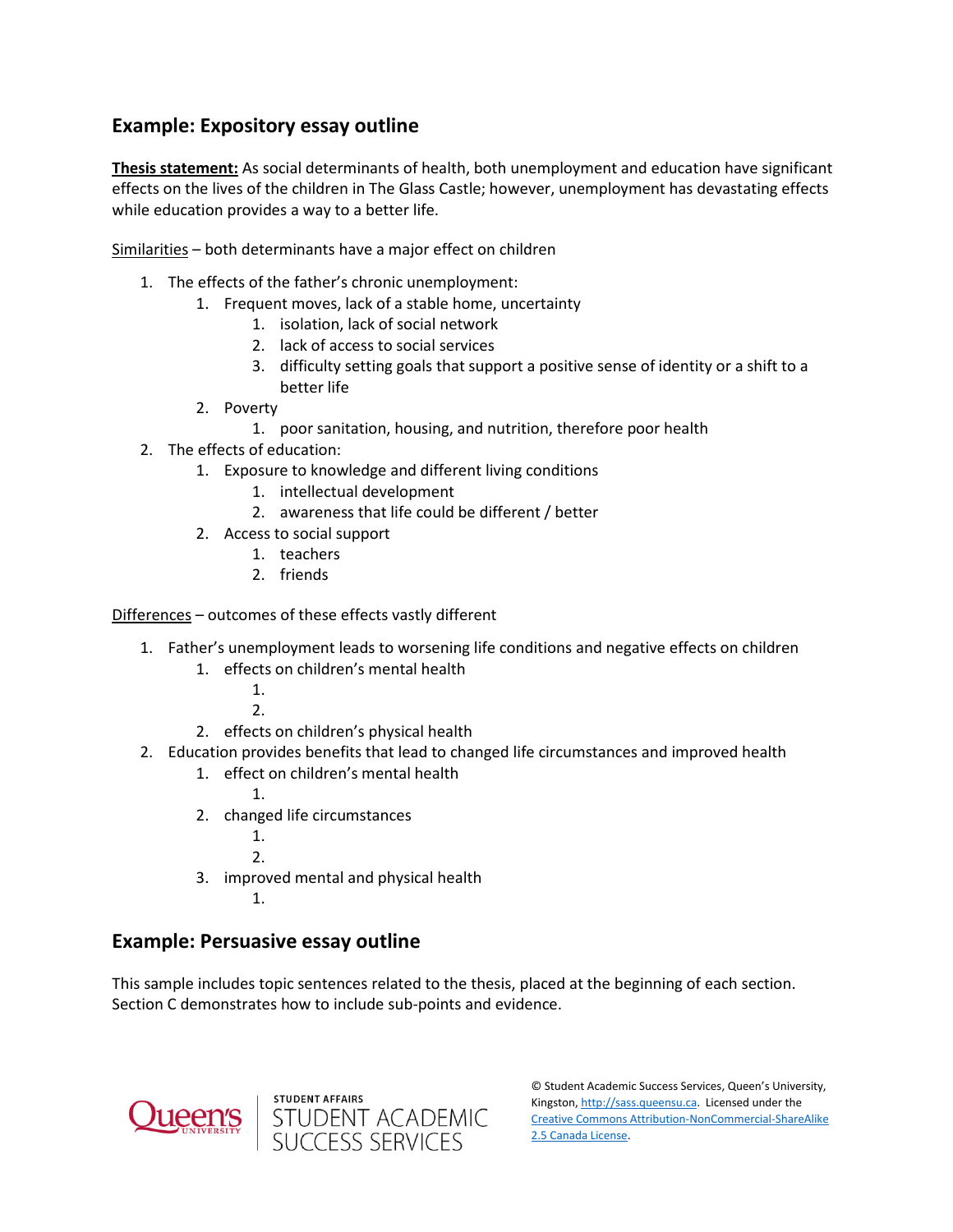## Example: Expository essay outline

**<u>Thesis statement:</u>** As social determinants of health, both unemployment and education have significant effects on the lives of the children in The Glass Castle; however, unemployment has devastating effects while education provides a way to a better life.

<u>Similarities</u> – both determinants have a major effect on children

1. The effects of the father's chronic unemployment:
    1. Frequent moves, lack of a stable home, uncertainty
        1. isolation, lack of social network
        2. lack of access to social services
        3. difficulty setting goals that support a positive sense of identity or a shift to a better life
    2. Poverty
        1. poor sanitation, housing, and nutrition, therefore poor health
2. The effects of education:
    1. Exposure to knowledge and different living conditions
        1. intellectual development
        2. awareness that life could be different / better
    2. Access to social support
        1. teachers
        2. friends

<u>Differences</u> – outcomes of these effects vastly different

1. Father's unemployment leads to worsening life conditions and negative effects on children
    1. effects on children's mental health
        1.
        2.
    2. effects on children's physical health
2. Education provides benefits that lead to changed life circumstances and improved health
    1. effect on children's mental health
        1.
    2. changed life circumstances
        1.
        2.
    3. improved mental and physical health
        1.

## Example: Persuasive essay outline

This sample includes topic sentences related to the thesis, placed at the beginning of each section. Section C demonstrates how to include sub-points and evidence.

© Student Academic Success Services, Queen's University, Kingston, http://sass.queensu.ca. Licensed under the Creative Commons Attribution-NonCommercial-ShareAlike 2.5 Canada License.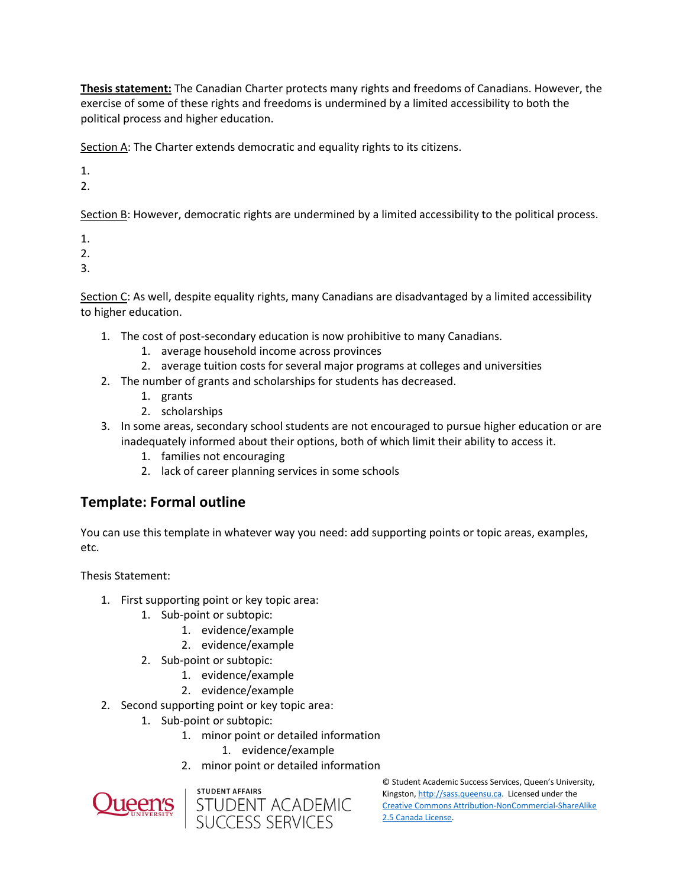**<u>Thesis statement:</u>** The Canadian Charter protects many rights and freedoms of Canadians. However, the exercise of some of these rights and freedoms is undermined by a limited accessibility to both the political process and higher education.

<u>Section A</u>: The Charter extends democratic and equality rights to its citizens.

1.
2.

<u>Section B</u>: However, democratic rights are undermined by a limited accessibility to the political process.

1.
2.
3.

<u>Section C</u>: As well, despite equality rights, many Canadians are disadvantaged by a limited accessibility to higher education.

1. The cost of post-secondary education is now prohibitive to many Canadians.
    1. average household income across provinces
    2. average tuition costs for several major programs at colleges and universities
2. The number of grants and scholarships for students has decreased.
    1. grants
    2. scholarships
3. In some areas, secondary school students are not encouraged to pursue higher education or are inadequately informed about their options, both of which limit their ability to access it.
    1. families not encouraging
    2. lack of career planning services in some schools

## Template: Formal outline

You can use this template in whatever way you need: add supporting points or topic areas, examples, etc.

Thesis Statement:

1. First supporting point or key topic area:
    1. Sub-point or subtopic:
        1. evidence/example
        2. evidence/example
    2. Sub-point or subtopic:
        1. evidence/example
        2. evidence/example
2. Second supporting point or key topic area:
    1. Sub-point or subtopic:
        1. minor point or detailed information
            1. evidence/example
        2. minor point or detailed information

© Student Academic Success Services, Queen's University, Kingston, http://sass.queensu.ca. Licensed under the Creative Commons Attribution-NonCommercial-ShareAlike 2.5 Canada License.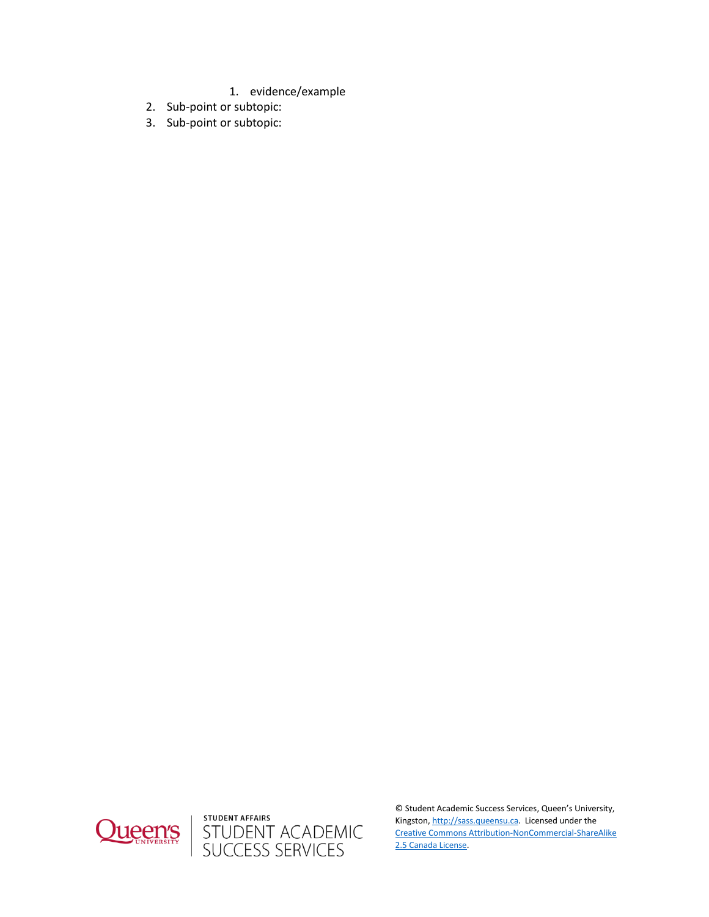1. evidence/example
2. Sub-point or subtopic:
3. Sub-point or subtopic:

© Student Academic Success Services, Queen's University, Kingston, http://sass.queensu.ca. Licensed under the Creative Commons Attribution-NonCommercial-ShareAlike 2.5 Canada License.